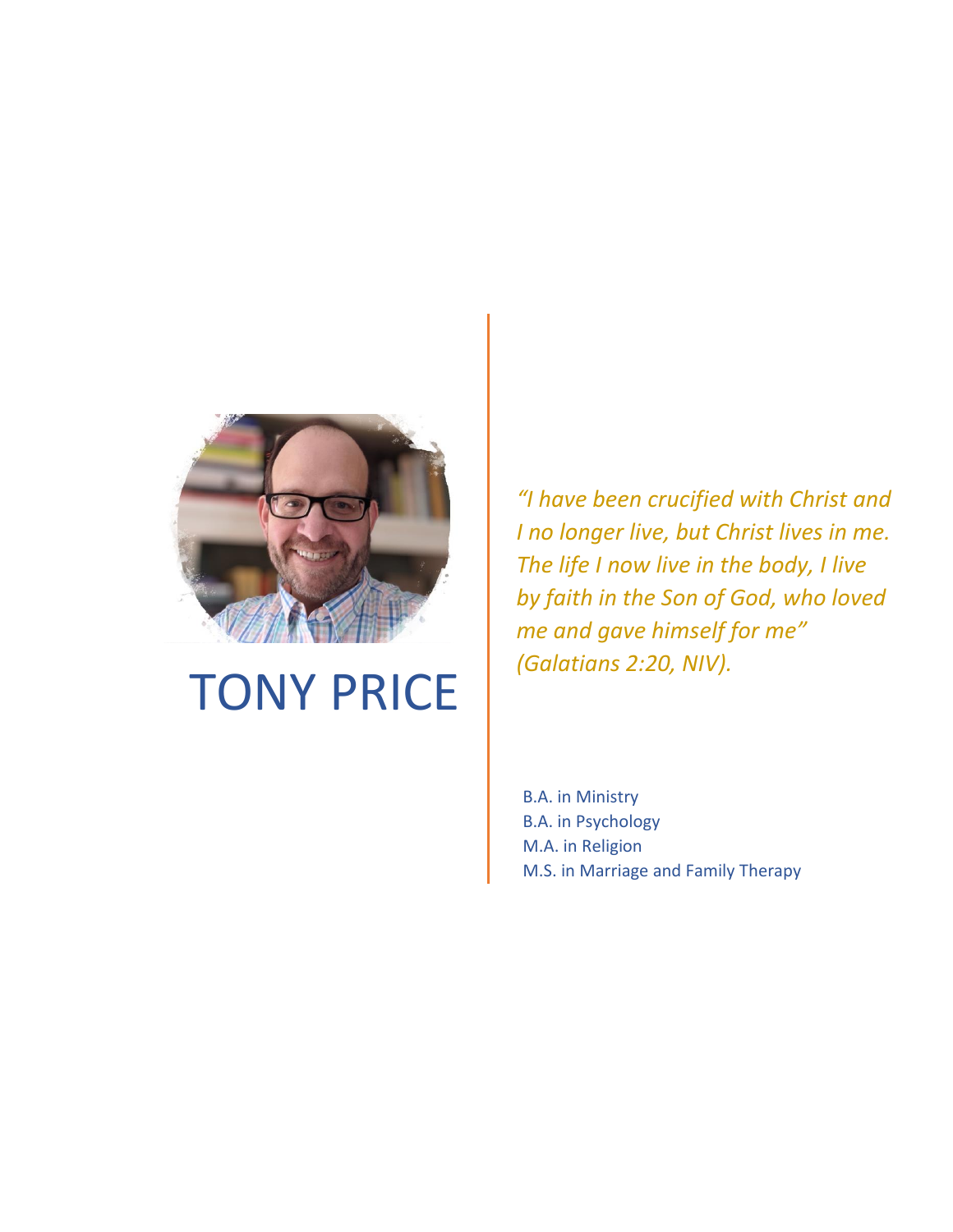# TONY PRICE

*"I have been crucified with Christ and I no longer live, but Christ lives in me. The life I now live in the body, I live by faith in the Son of God, who loved me and gave himself for me" (Galatians 2:20, NIV).*

B.A. in Ministry
B.A. in Psychology
M.A. in Religion
M.S. in Marriage and Family Therapy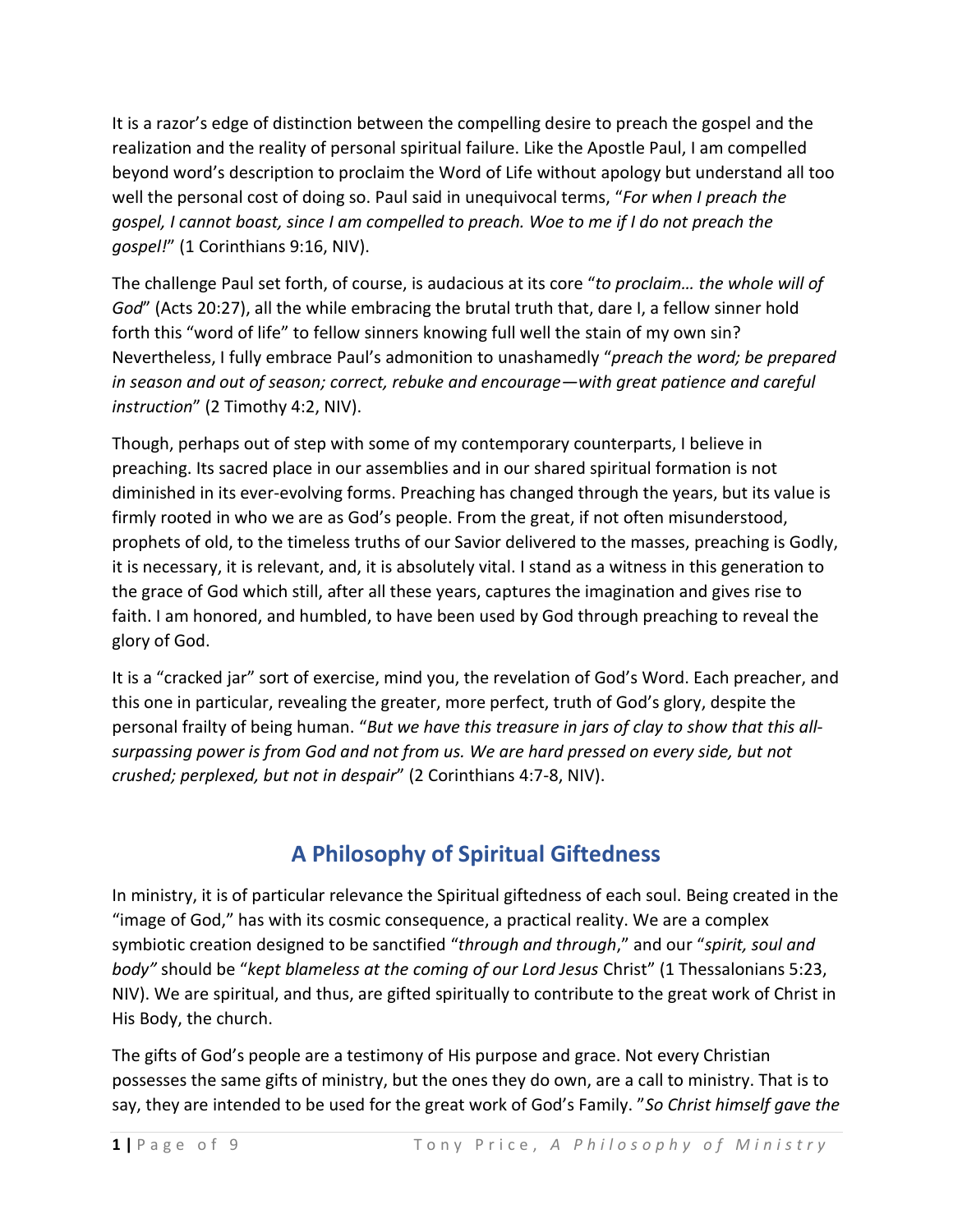It is a razor's edge of distinction between the compelling desire to preach the gospel and the realization and the reality of personal spiritual failure. Like the Apostle Paul, I am compelled beyond word's description to proclaim the Word of Life without apology but understand all too well the personal cost of doing so. Paul said in unequivocal terms, "*For when I preach the gospel, I cannot boast, since I am compelled to preach. Woe to me if I do not preach the gospel!*" (1 Corinthians 9:16, NIV).

The challenge Paul set forth, of course, is audacious at its core "*to proclaim… the whole will of God*" (Acts 20:27), all the while embracing the brutal truth that, dare I, a fellow sinner hold forth this "word of life" to fellow sinners knowing full well the stain of my own sin? Nevertheless, I fully embrace Paul's admonition to unashamedly "*preach the word; be prepared in season and out of season; correct, rebuke and encourage—with great patience and careful instruction*" (2 Timothy 4:2, NIV).

Though, perhaps out of step with some of my contemporary counterparts, I believe in preaching. Its sacred place in our assemblies and in our shared spiritual formation is not diminished in its ever-evolving forms. Preaching has changed through the years, but its value is firmly rooted in who we are as God's people. From the great, if not often misunderstood, prophets of old, to the timeless truths of our Savior delivered to the masses, preaching is Godly, it is necessary, it is relevant, and, it is absolutely vital. I stand as a witness in this generation to the grace of God which still, after all these years, captures the imagination and gives rise to faith. I am honored, and humbled, to have been used by God through preaching to reveal the glory of God.

It is a "cracked jar" sort of exercise, mind you, the revelation of God's Word. Each preacher, and this one in particular, revealing the greater, more perfect, truth of God's glory, despite the personal frailty of being human. "*But we have this treasure in jars of clay to show that this all-surpassing power is from God and not from us. We are hard pressed on every side, but not crushed; perplexed, but not in despair*" (2 Corinthians 4:7-8, NIV).

## A Philosophy of Spiritual Giftedness

In ministry, it is of particular relevance the Spiritual giftedness of each soul. Being created in the "image of God," has with its cosmic consequence, a practical reality. We are a complex symbiotic creation designed to be sanctified "*through and through*," and our "*spirit, soul and body"* should be "*kept blameless at the coming of our Lord Jesus* Christ" (1 Thessalonians 5:23, NIV). We are spiritual, and thus, are gifted spiritually to contribute to the great work of Christ in His Body, the church.

The gifts of God's people are a testimony of His purpose and grace. Not every Christian possesses the same gifts of ministry, but the ones they do own, are a call to ministry. That is to say, they are intended to be used for the great work of God's Family. "*So Christ himself gave the*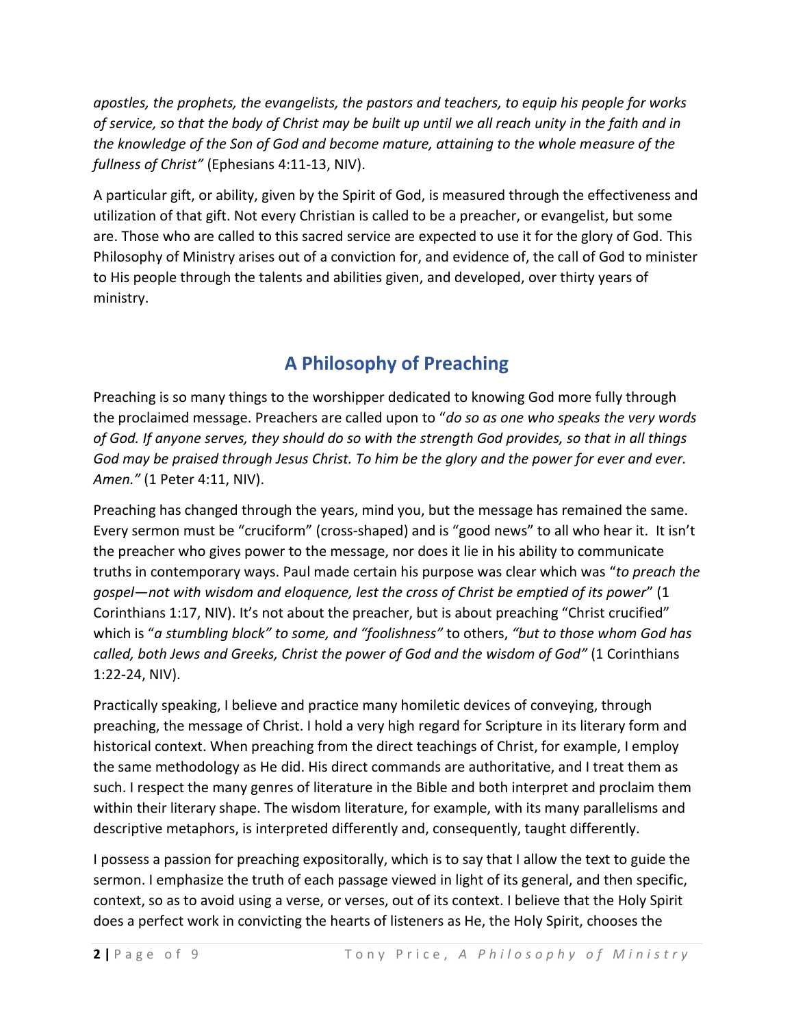*apostles, the prophets, the evangelists, the pastors and teachers, to equip his people for works of service, so that the body of Christ may be built up until we all reach unity in the faith and in the knowledge of the Son of God and become mature, attaining to the whole measure of the fullness of Christ"* (Ephesians 4:11-13, NIV).

A particular gift, or ability, given by the Spirit of God, is measured through the effectiveness and utilization of that gift. Not every Christian is called to be a preacher, or evangelist, but some are. Those who are called to this sacred service are expected to use it for the glory of God. This Philosophy of Ministry arises out of a conviction for, and evidence of, the call of God to minister to His people through the talents and abilities given, and developed, over thirty years of ministry.

## A Philosophy of Preaching

Preaching is so many things to the worshipper dedicated to knowing God more fully through the proclaimed message. Preachers are called upon to "*do so as one who speaks the very words of God. If anyone serves, they should do so with the strength God provides, so that in all things God may be praised through Jesus Christ. To him be the glory and the power for ever and ever. Amen."* (1 Peter 4:11, NIV).

Preaching has changed through the years, mind you, but the message has remained the same. Every sermon must be "cruciform" (cross-shaped) and is "good news" to all who hear it. It isn't the preacher who gives power to the message, nor does it lie in his ability to communicate truths in contemporary ways. Paul made certain his purpose was clear which was "*to preach the gospel—not with wisdom and eloquence, lest the cross of Christ be emptied of its power*" (1 Corinthians 1:17, NIV). It's not about the preacher, but is about preaching "Christ crucified" which is "*a stumbling block" to some, and "foolishness"* to others, *"but to those whom God has called, both Jews and Greeks, Christ the power of God and the wisdom of God"* (1 Corinthians 1:22-24, NIV).

Practically speaking, I believe and practice many homiletic devices of conveying, through preaching, the message of Christ. I hold a very high regard for Scripture in its literary form and historical context. When preaching from the direct teachings of Christ, for example, I employ the same methodology as He did. His direct commands are authoritative, and I treat them as such. I respect the many genres of literature in the Bible and both interpret and proclaim them within their literary shape. The wisdom literature, for example, with its many parallelisms and descriptive metaphors, is interpreted differently and, consequently, taught differently.

I possess a passion for preaching expositorally, which is to say that I allow the text to guide the sermon. I emphasize the truth of each passage viewed in light of its general, and then specific, context, so as to avoid using a verse, or verses, out of its context. I believe that the Holy Spirit does a perfect work in convicting the hearts of listeners as He, the Holy Spirit, chooses the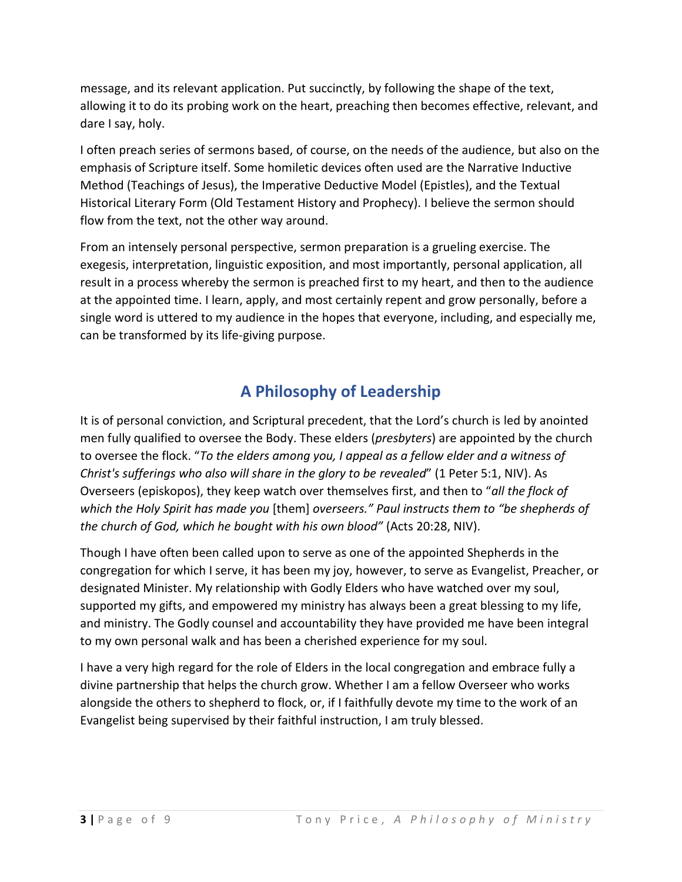message, and its relevant application. Put succinctly, by following the shape of the text, allowing it to do its probing work on the heart, preaching then becomes effective, relevant, and dare I say, holy.

I often preach series of sermons based, of course, on the needs of the audience, but also on the emphasis of Scripture itself. Some homiletic devices often used are the Narrative Inductive Method (Teachings of Jesus), the Imperative Deductive Model (Epistles), and the Textual Historical Literary Form (Old Testament History and Prophecy). I believe the sermon should flow from the text, not the other way around.

From an intensely personal perspective, sermon preparation is a grueling exercise. The exegesis, interpretation, linguistic exposition, and most importantly, personal application, all result in a process whereby the sermon is preached first to my heart, and then to the audience at the appointed time. I learn, apply, and most certainly repent and grow personally, before a single word is uttered to my audience in the hopes that everyone, including, and especially me, can be transformed by its life-giving purpose.

## A Philosophy of Leadership

It is of personal conviction, and Scriptural precedent, that the Lord's church is led by anointed men fully qualified to oversee the Body. These elders (*presbyters*) are appointed by the church to oversee the flock. "*To the elders among you, I appeal as a fellow elder and a witness of Christ's sufferings who also will share in the glory to be revealed*" (1 Peter 5:1, NIV). As Overseers (episkopos), they keep watch over themselves first, and then to "*all the flock of which the Holy Spirit has made you* [them] *overseers." Paul instructs them to "be shepherds of the church of God, which he bought with his own blood"* (Acts 20:28, NIV).

Though I have often been called upon to serve as one of the appointed Shepherds in the congregation for which I serve, it has been my joy, however, to serve as Evangelist, Preacher, or designated Minister. My relationship with Godly Elders who have watched over my soul, supported my gifts, and empowered my ministry has always been a great blessing to my life, and ministry. The Godly counsel and accountability they have provided me have been integral to my own personal walk and has been a cherished experience for my soul.

I have a very high regard for the role of Elders in the local congregation and embrace fully a divine partnership that helps the church grow. Whether I am a fellow Overseer who works alongside the others to shepherd to flock, or, if I faithfully devote my time to the work of an Evangelist being supervised by their faithful instruction, I am truly blessed.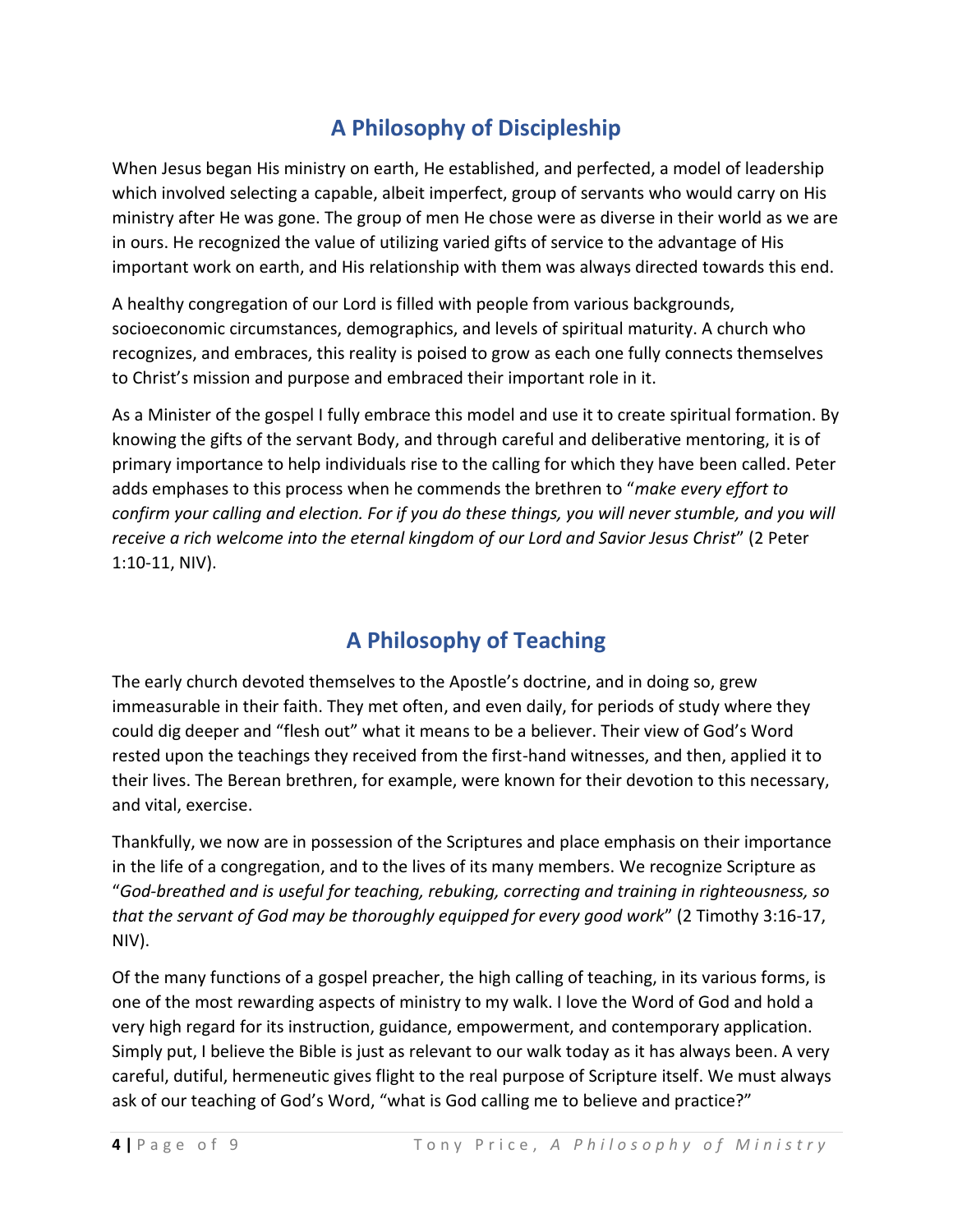## A Philosophy of Discipleship

When Jesus began His ministry on earth, He established, and perfected, a model of leadership which involved selecting a capable, albeit imperfect, group of servants who would carry on His ministry after He was gone. The group of men He chose were as diverse in their world as we are in ours. He recognized the value of utilizing varied gifts of service to the advantage of His important work on earth, and His relationship with them was always directed towards this end.

A healthy congregation of our Lord is filled with people from various backgrounds, socioeconomic circumstances, demographics, and levels of spiritual maturity. A church who recognizes, and embraces, this reality is poised to grow as each one fully connects themselves to Christ's mission and purpose and embraced their important role in it.

As a Minister of the gospel I fully embrace this model and use it to create spiritual formation. By knowing the gifts of the servant Body, and through careful and deliberative mentoring, it is of primary importance to help individuals rise to the calling for which they have been called. Peter adds emphases to this process when he commends the brethren to "*make every effort to confirm your calling and election. For if you do these things, you will never stumble, and you will receive a rich welcome into the eternal kingdom of our Lord and Savior Jesus Christ*" (2 Peter 1:10-11, NIV).

## A Philosophy of Teaching

The early church devoted themselves to the Apostle's doctrine, and in doing so, grew immeasurable in their faith. They met often, and even daily, for periods of study where they could dig deeper and "flesh out" what it means to be a believer. Their view of God's Word rested upon the teachings they received from the first-hand witnesses, and then, applied it to their lives. The Berean brethren, for example, were known for their devotion to this necessary, and vital, exercise.

Thankfully, we now are in possession of the Scriptures and place emphasis on their importance in the life of a congregation, and to the lives of its many members. We recognize Scripture as "*God-breathed and is useful for teaching, rebuking, correcting and training in righteousness, so that the servant of God may be thoroughly equipped for every good work*" (2 Timothy 3:16-17, NIV).

Of the many functions of a gospel preacher, the high calling of teaching, in its various forms, is one of the most rewarding aspects of ministry to my walk. I love the Word of God and hold a very high regard for its instruction, guidance, empowerment, and contemporary application. Simply put, I believe the Bible is just as relevant to our walk today as it has always been. A very careful, dutiful, hermeneutic gives flight to the real purpose of Scripture itself. We must always ask of our teaching of God's Word, "what is God calling me to believe and practice?"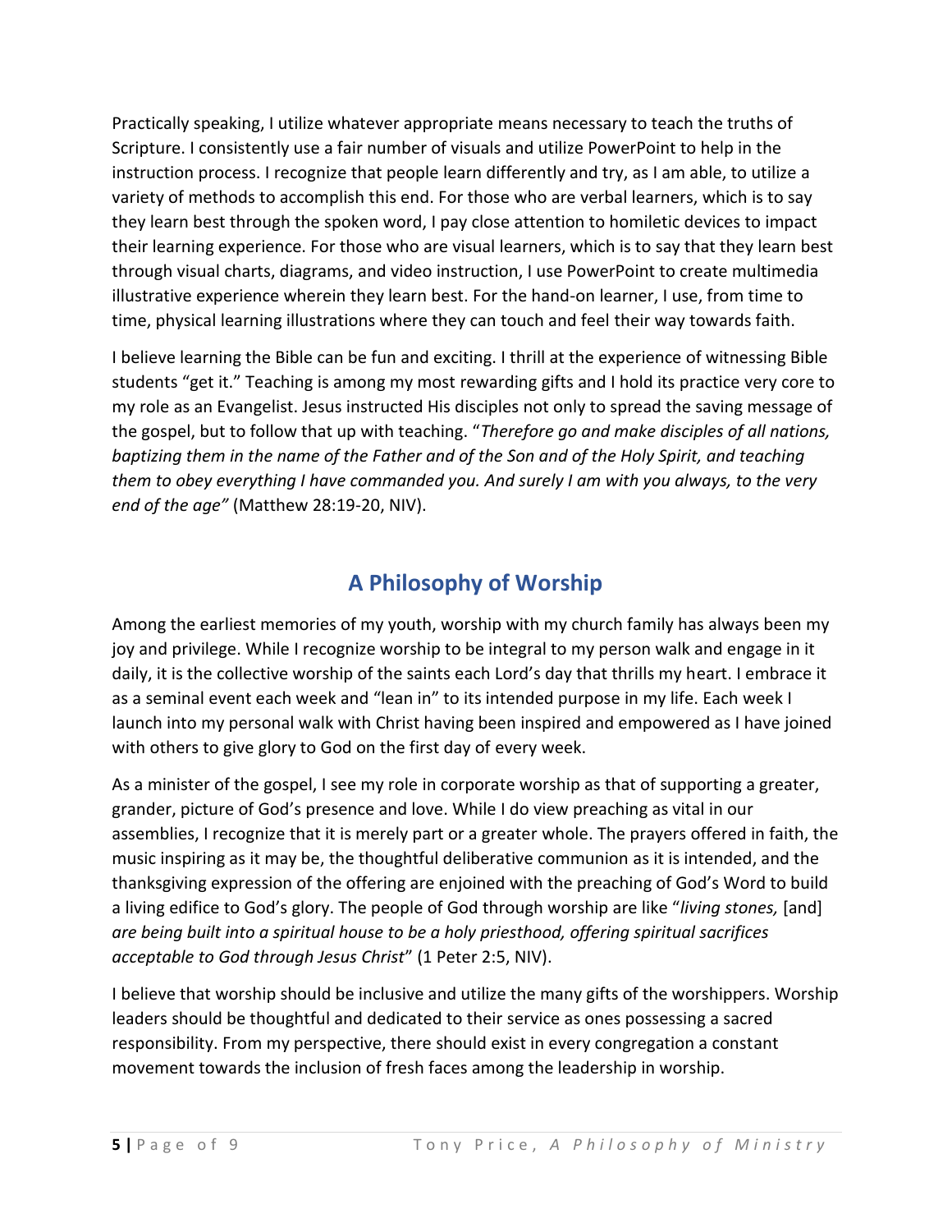Practically speaking, I utilize whatever appropriate means necessary to teach the truths of Scripture. I consistently use a fair number of visuals and utilize PowerPoint to help in the instruction process. I recognize that people learn differently and try, as I am able, to utilize a variety of methods to accomplish this end. For those who are verbal learners, which is to say they learn best through the spoken word, I pay close attention to homiletic devices to impact their learning experience. For those who are visual learners, which is to say that they learn best through visual charts, diagrams, and video instruction, I use PowerPoint to create multimedia illustrative experience wherein they learn best. For the hand-on learner, I use, from time to time, physical learning illustrations where they can touch and feel their way towards faith.

I believe learning the Bible can be fun and exciting. I thrill at the experience of witnessing Bible students "get it." Teaching is among my most rewarding gifts and I hold its practice very core to my role as an Evangelist. Jesus instructed His disciples not only to spread the saving message of the gospel, but to follow that up with teaching. "*Therefore go and make disciples of all nations, baptizing them in the name of the Father and of the Son and of the Holy Spirit, and teaching them to obey everything I have commanded you. And surely I am with you always, to the very end of the age"* (Matthew 28:19-20, NIV).

## A Philosophy of Worship

Among the earliest memories of my youth, worship with my church family has always been my joy and privilege. While I recognize worship to be integral to my person walk and engage in it daily, it is the collective worship of the saints each Lord's day that thrills my heart. I embrace it as a seminal event each week and "lean in" to its intended purpose in my life. Each week I launch into my personal walk with Christ having been inspired and empowered as I have joined with others to give glory to God on the first day of every week.

As a minister of the gospel, I see my role in corporate worship as that of supporting a greater, grander, picture of God's presence and love. While I do view preaching as vital in our assemblies, I recognize that it is merely part or a greater whole. The prayers offered in faith, the music inspiring as it may be, the thoughtful deliberative communion as it is intended, and the thanksgiving expression of the offering are enjoined with the preaching of God's Word to build a living edifice to God's glory. The people of God through worship are like "*living stones,* [and] *are being built into a spiritual house to be a holy priesthood, offering spiritual sacrifices acceptable to God through Jesus Christ*" (1 Peter 2:5, NIV).

I believe that worship should be inclusive and utilize the many gifts of the worshippers. Worship leaders should be thoughtful and dedicated to their service as ones possessing a sacred responsibility. From my perspective, there should exist in every congregation a constant movement towards the inclusion of fresh faces among the leadership in worship.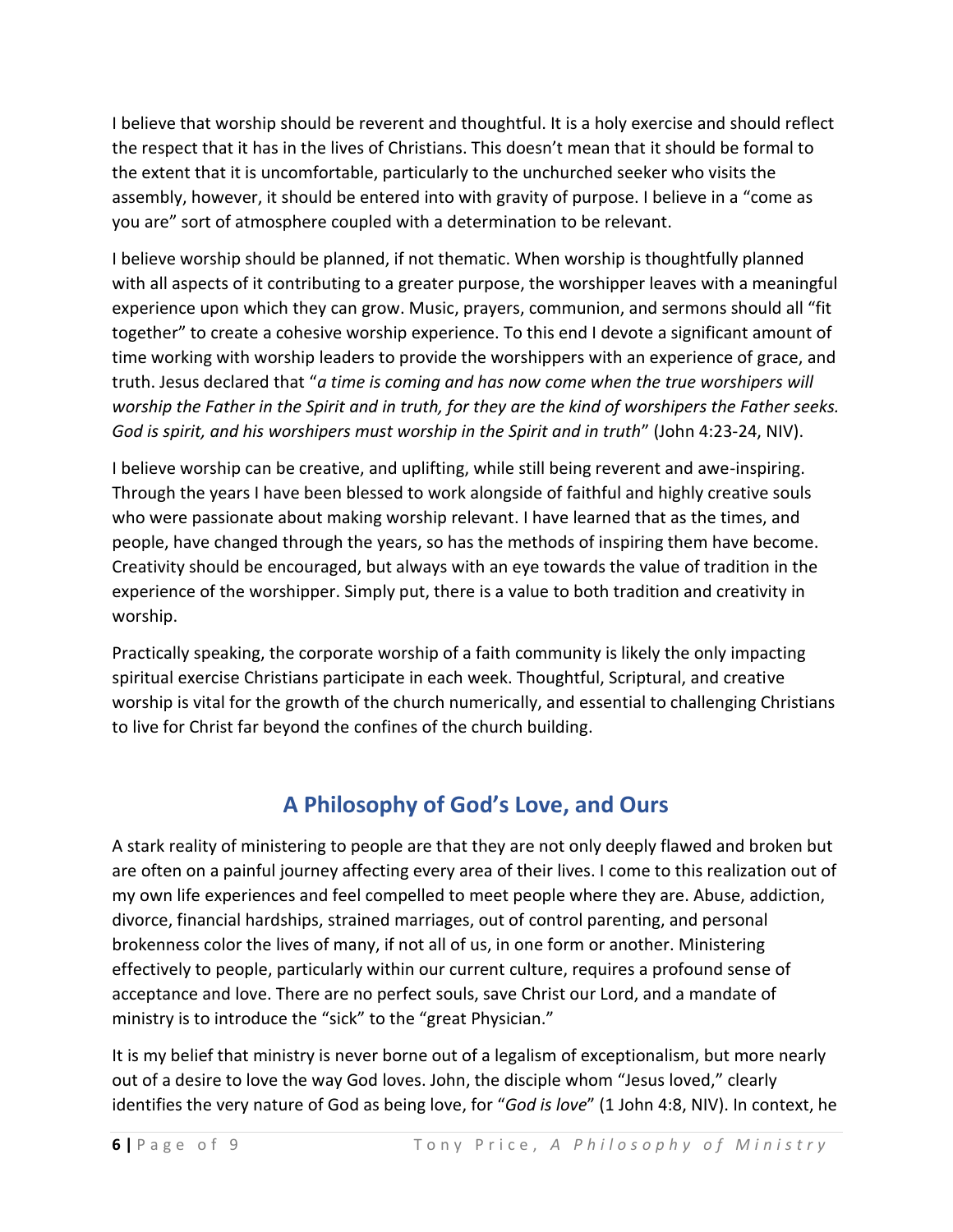I believe that worship should be reverent and thoughtful. It is a holy exercise and should reflect the respect that it has in the lives of Christians. This doesn't mean that it should be formal to the extent that it is uncomfortable, particularly to the unchurched seeker who visits the assembly, however, it should be entered into with gravity of purpose. I believe in a "come as you are" sort of atmosphere coupled with a determination to be relevant.

I believe worship should be planned, if not thematic. When worship is thoughtfully planned with all aspects of it contributing to a greater purpose, the worshipper leaves with a meaningful experience upon which they can grow. Music, prayers, communion, and sermons should all "fit together" to create a cohesive worship experience. To this end I devote a significant amount of time working with worship leaders to provide the worshippers with an experience of grace, and truth. Jesus declared that "*a time is coming and has now come when the true worshipers will worship the Father in the Spirit and in truth, for they are the kind of worshipers the Father seeks. God is spirit, and his worshipers must worship in the Spirit and in truth*" (John 4:23-24, NIV).

I believe worship can be creative, and uplifting, while still being reverent and awe-inspiring. Through the years I have been blessed to work alongside of faithful and highly creative souls who were passionate about making worship relevant. I have learned that as the times, and people, have changed through the years, so has the methods of inspiring them have become. Creativity should be encouraged, but always with an eye towards the value of tradition in the experience of the worshipper. Simply put, there is a value to both tradition and creativity in worship.

Practically speaking, the corporate worship of a faith community is likely the only impacting spiritual exercise Christians participate in each week. Thoughtful, Scriptural, and creative worship is vital for the growth of the church numerically, and essential to challenging Christians to live for Christ far beyond the confines of the church building.

## A Philosophy of God's Love, and Ours

A stark reality of ministering to people are that they are not only deeply flawed and broken but are often on a painful journey affecting every area of their lives. I come to this realization out of my own life experiences and feel compelled to meet people where they are. Abuse, addiction, divorce, financial hardships, strained marriages, out of control parenting, and personal brokenness color the lives of many, if not all of us, in one form or another. Ministering effectively to people, particularly within our current culture, requires a profound sense of acceptance and love. There are no perfect souls, save Christ our Lord, and a mandate of ministry is to introduce the "sick" to the "great Physician."

It is my belief that ministry is never borne out of a legalism of exceptionalism, but more nearly out of a desire to love the way God loves. John, the disciple whom "Jesus loved," clearly identifies the very nature of God as being love, for "*God is love*" (1 John 4:8, NIV). In context, he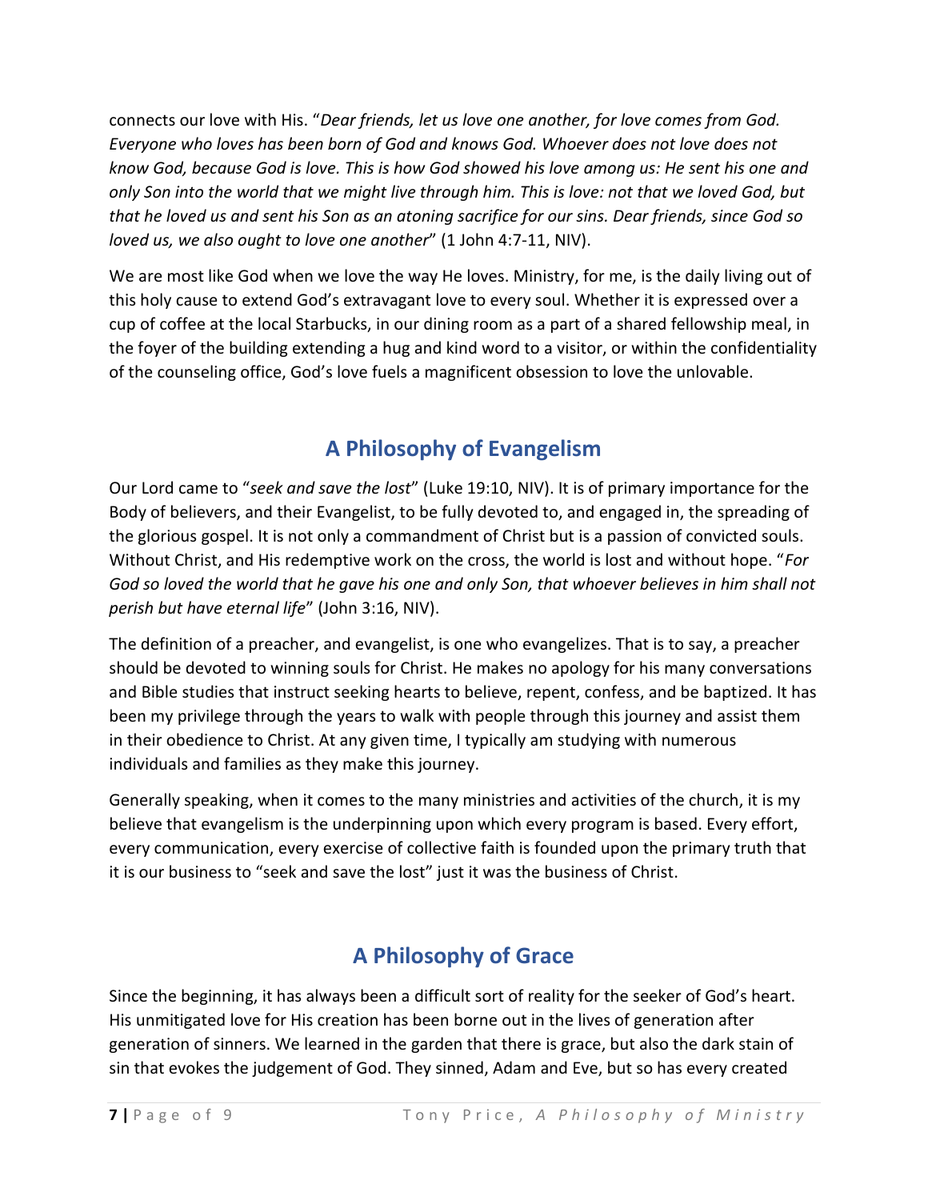connects our love with His. "*Dear friends, let us love one another, for love comes from God. Everyone who loves has been born of God and knows God. Whoever does not love does not know God, because God is love. This is how God showed his love among us: He sent his one and only Son into the world that we might live through him. This is love: not that we loved God, but that he loved us and sent his Son as an atoning sacrifice for our sins. Dear friends, since God so loved us, we also ought to love one another*" (1 John 4:7-11, NIV).

We are most like God when we love the way He loves. Ministry, for me, is the daily living out of this holy cause to extend God's extravagant love to every soul. Whether it is expressed over a cup of coffee at the local Starbucks, in our dining room as a part of a shared fellowship meal, in the foyer of the building extending a hug and kind word to a visitor, or within the confidentiality of the counseling office, God's love fuels a magnificent obsession to love the unlovable.

## A Philosophy of Evangelism

Our Lord came to "*seek and save the lost*" (Luke 19:10, NIV). It is of primary importance for the Body of believers, and their Evangelist, to be fully devoted to, and engaged in, the spreading of the glorious gospel. It is not only a commandment of Christ but is a passion of convicted souls. Without Christ, and His redemptive work on the cross, the world is lost and without hope. "*For God so loved the world that he gave his one and only Son, that whoever believes in him shall not perish but have eternal life*" (John 3:16, NIV).

The definition of a preacher, and evangelist, is one who evangelizes. That is to say, a preacher should be devoted to winning souls for Christ. He makes no apology for his many conversations and Bible studies that instruct seeking hearts to believe, repent, confess, and be baptized. It has been my privilege through the years to walk with people through this journey and assist them in their obedience to Christ. At any given time, I typically am studying with numerous individuals and families as they make this journey.

Generally speaking, when it comes to the many ministries and activities of the church, it is my believe that evangelism is the underpinning upon which every program is based. Every effort, every communication, every exercise of collective faith is founded upon the primary truth that it is our business to "seek and save the lost" just it was the business of Christ.

## A Philosophy of Grace

Since the beginning, it has always been a difficult sort of reality for the seeker of God's heart. His unmitigated love for His creation has been borne out in the lives of generation after generation of sinners. We learned in the garden that there is grace, but also the dark stain of sin that evokes the judgement of God. They sinned, Adam and Eve, but so has every created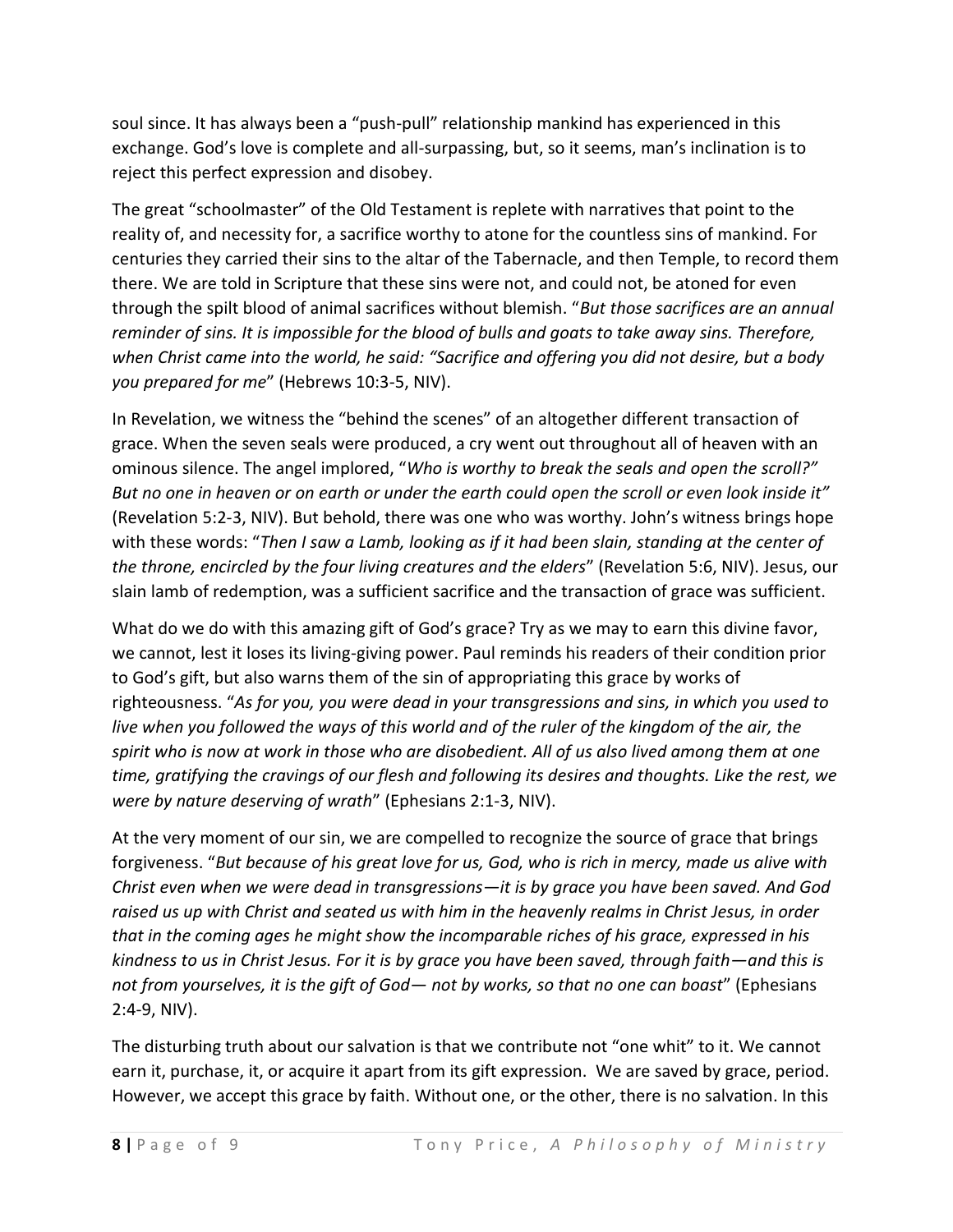soul since. It has always been a "push-pull" relationship mankind has experienced in this exchange. God's love is complete and all-surpassing, but, so it seems, man's inclination is to reject this perfect expression and disobey.

The great "schoolmaster" of the Old Testament is replete with narratives that point to the reality of, and necessity for, a sacrifice worthy to atone for the countless sins of mankind. For centuries they carried their sins to the altar of the Tabernacle, and then Temple, to record them there. We are told in Scripture that these sins were not, and could not, be atoned for even through the spilt blood of animal sacrifices without blemish. "*But those sacrifices are an annual reminder of sins. It is impossible for the blood of bulls and goats to take away sins. Therefore, when Christ came into the world, he said: "Sacrifice and offering you did not desire, but a body you prepared for me*" (Hebrews 10:3-5, NIV).

In Revelation, we witness the "behind the scenes" of an altogether different transaction of grace. When the seven seals were produced, a cry went out throughout all of heaven with an ominous silence. The angel implored, "*Who is worthy to break the seals and open the scroll?" But no one in heaven or on earth or under the earth could open the scroll or even look inside it"* (Revelation 5:2-3, NIV). But behold, there was one who was worthy. John's witness brings hope with these words: "*Then I saw a Lamb, looking as if it had been slain, standing at the center of the throne, encircled by the four living creatures and the elders*" (Revelation 5:6, NIV). Jesus, our slain lamb of redemption, was a sufficient sacrifice and the transaction of grace was sufficient.

What do we do with this amazing gift of God's grace? Try as we may to earn this divine favor, we cannot, lest it loses its living-giving power. Paul reminds his readers of their condition prior to God's gift, but also warns them of the sin of appropriating this grace by works of righteousness. "*As for you, you were dead in your transgressions and sins, in which you used to live when you followed the ways of this world and of the ruler of the kingdom of the air, the spirit who is now at work in those who are disobedient. All of us also lived among them at one time, gratifying the cravings of our flesh and following its desires and thoughts. Like the rest, we were by nature deserving of wrath*" (Ephesians 2:1-3, NIV).

At the very moment of our sin, we are compelled to recognize the source of grace that brings forgiveness. "*But because of his great love for us, God, who is rich in mercy, made us alive with Christ even when we were dead in transgressions—it is by grace you have been saved. And God raised us up with Christ and seated us with him in the heavenly realms in Christ Jesus, in order that in the coming ages he might show the incomparable riches of his grace, expressed in his kindness to us in Christ Jesus. For it is by grace you have been saved, through faith—and this is not from yourselves, it is the gift of God— not by works, so that no one can boast*" (Ephesians 2:4-9, NIV).

The disturbing truth about our salvation is that we contribute not "one whit" to it. We cannot earn it, purchase, it, or acquire it apart from its gift expression. We are saved by grace, period. However, we accept this grace by faith. Without one, or the other, there is no salvation. In this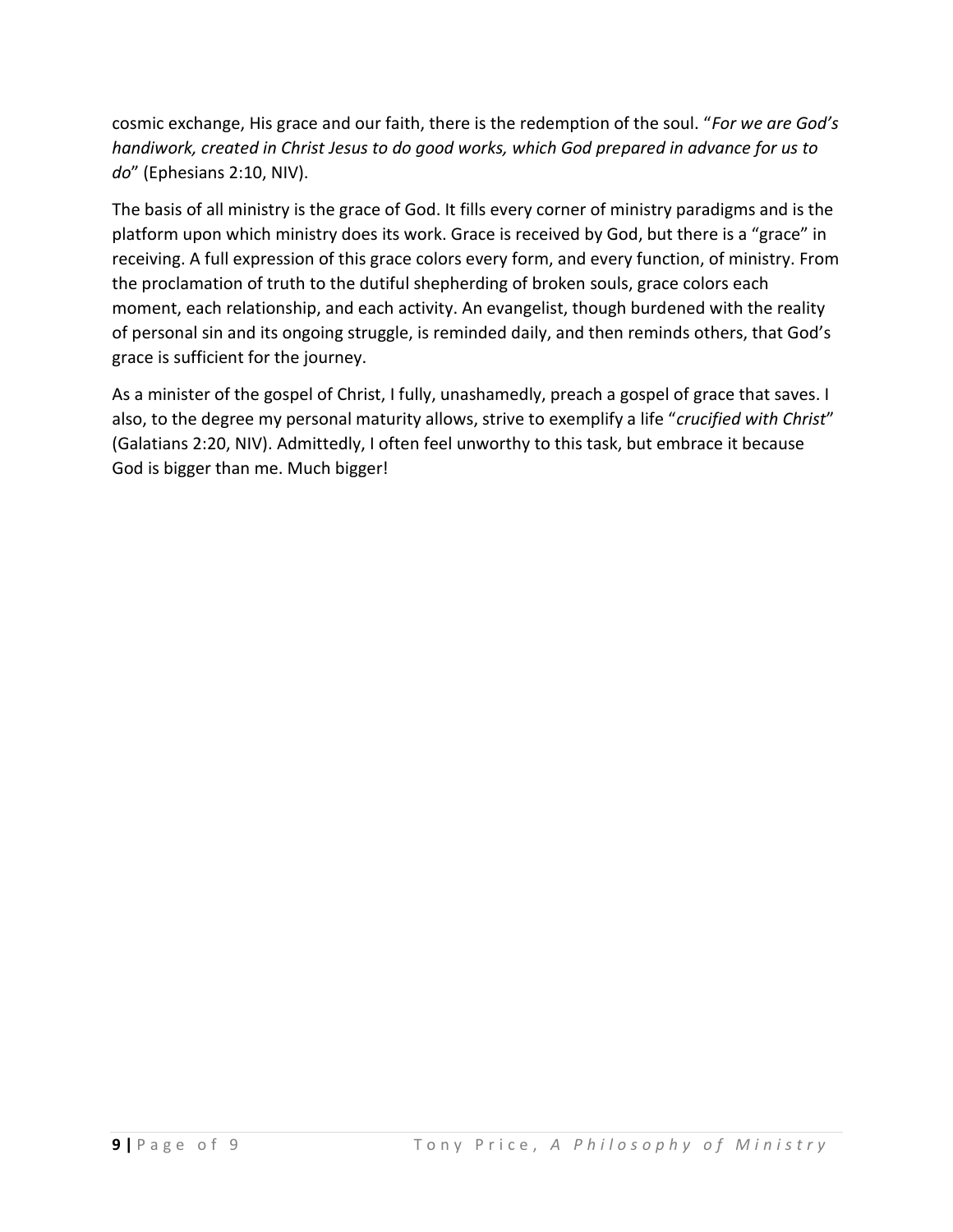cosmic exchange, His grace and our faith, there is the redemption of the soul. "*For we are God's handiwork, created in Christ Jesus to do good works, which God prepared in advance for us to do*" (Ephesians 2:10, NIV).

The basis of all ministry is the grace of God. It fills every corner of ministry paradigms and is the platform upon which ministry does its work. Grace is received by God, but there is a "grace" in receiving. A full expression of this grace colors every form, and every function, of ministry. From the proclamation of truth to the dutiful shepherding of broken souls, grace colors each moment, each relationship, and each activity. An evangelist, though burdened with the reality of personal sin and its ongoing struggle, is reminded daily, and then reminds others, that God's grace is sufficient for the journey.

As a minister of the gospel of Christ, I fully, unashamedly, preach a gospel of grace that saves. I also, to the degree my personal maturity allows, strive to exemplify a life "*crucified with Christ*" (Galatians 2:20, NIV). Admittedly, I often feel unworthy to this task, but embrace it because God is bigger than me. Much bigger!